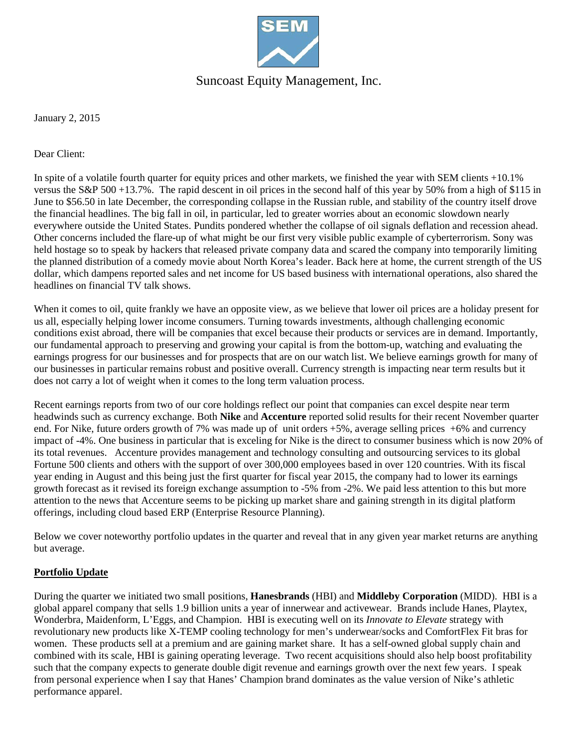# Suncoast Equity Management, Inc.

January 2, 2015

Dear Client:

In spite of a volatile fourth quarter for equity prices and other markets, we finished the year with SEM clients +10.1% versus the S&P 500 +13.7%. The rapid descent in oil prices in the second half of this year by 50% from a high of $115 in June to $56.50 in late December, the corresponding collapse in the Russian ruble, and stability of the country itself drove the financial headlines. The big fall in oil, in particular, led to greater worries about an economic slowdown nearly everywhere outside the United States. Pundits pondered whether the collapse of oil signals deflation and recession ahead. Other concerns included the flare-up of what might be our first very visible public example of cyberterrorism. Sony was held hostage so to speak by hackers that released private company data and scared the company into temporarily limiting the planned distribution of a comedy movie about North Korea's leader. Back here at home, the current strength of the US dollar, which dampens reported sales and net income for US based business with international operations, also shared the headlines on financial TV talk shows.

When it comes to oil, quite frankly we have an opposite view, as we believe that lower oil prices are a holiday present for us all, especially helping lower income consumers. Turning towards investments, although challenging economic conditions exist abroad, there will be companies that excel because their products or services are in demand. Importantly, our fundamental approach to preserving and growing your capital is from the bottom-up, watching and evaluating the earnings progress for our businesses and for prospects that are on our watch list. We believe earnings growth for many of our businesses in particular remains robust and positive overall. Currency strength is impacting near term results but it does not carry a lot of weight when it comes to the long term valuation process.

Recent earnings reports from two of our core holdings reflect our point that companies can excel despite near term headwinds such as currency exchange. Both **Nike** and **Accenture** reported solid results for their recent November quarter end. For Nike, future orders growth of 7% was made up of unit orders +5%, average selling prices +6% and currency impact of -4%. One business in particular that is exceling for Nike is the direct to consumer business which is now 20% of its total revenues. Accenture provides management and technology consulting and outsourcing services to its global Fortune 500 clients and others with the support of over 300,000 employees based in over 120 countries. With its fiscal year ending in August and this being just the first quarter for fiscal year 2015, the company had to lower its earnings growth forecast as it revised its foreign exchange assumption to -5% from -2%. We paid less attention to this but more attention to the news that Accenture seems to be picking up market share and gaining strength in its digital platform offerings, including cloud based ERP (Enterprise Resource Planning).

Below we cover noteworthy portfolio updates in the quarter and reveal that in any given year market returns are anything but average.

## Portfolio Update

During the quarter we initiated two small positions, **Hanesbrands** (HBI) and **Middleby Corporation** (MIDD). HBI is a global apparel company that sells 1.9 billion units a year of innerwear and activewear. Brands include Hanes, Playtex, Wonderbra, Maidenform, L'Eggs, and Champion. HBI is executing well on its *Innovate to Elevate* strategy with revolutionary new products like X-TEMP cooling technology for men's underwear/socks and ComfortFlex Fit bras for women. These products sell at a premium and are gaining market share. It has a self-owned global supply chain and combined with its scale, HBI is gaining operating leverage. Two recent acquisitions should also help boost profitability such that the company expects to generate double digit revenue and earnings growth over the next few years. I speak from personal experience when I say that Hanes' Champion brand dominates as the value version of Nike's athletic performance apparel.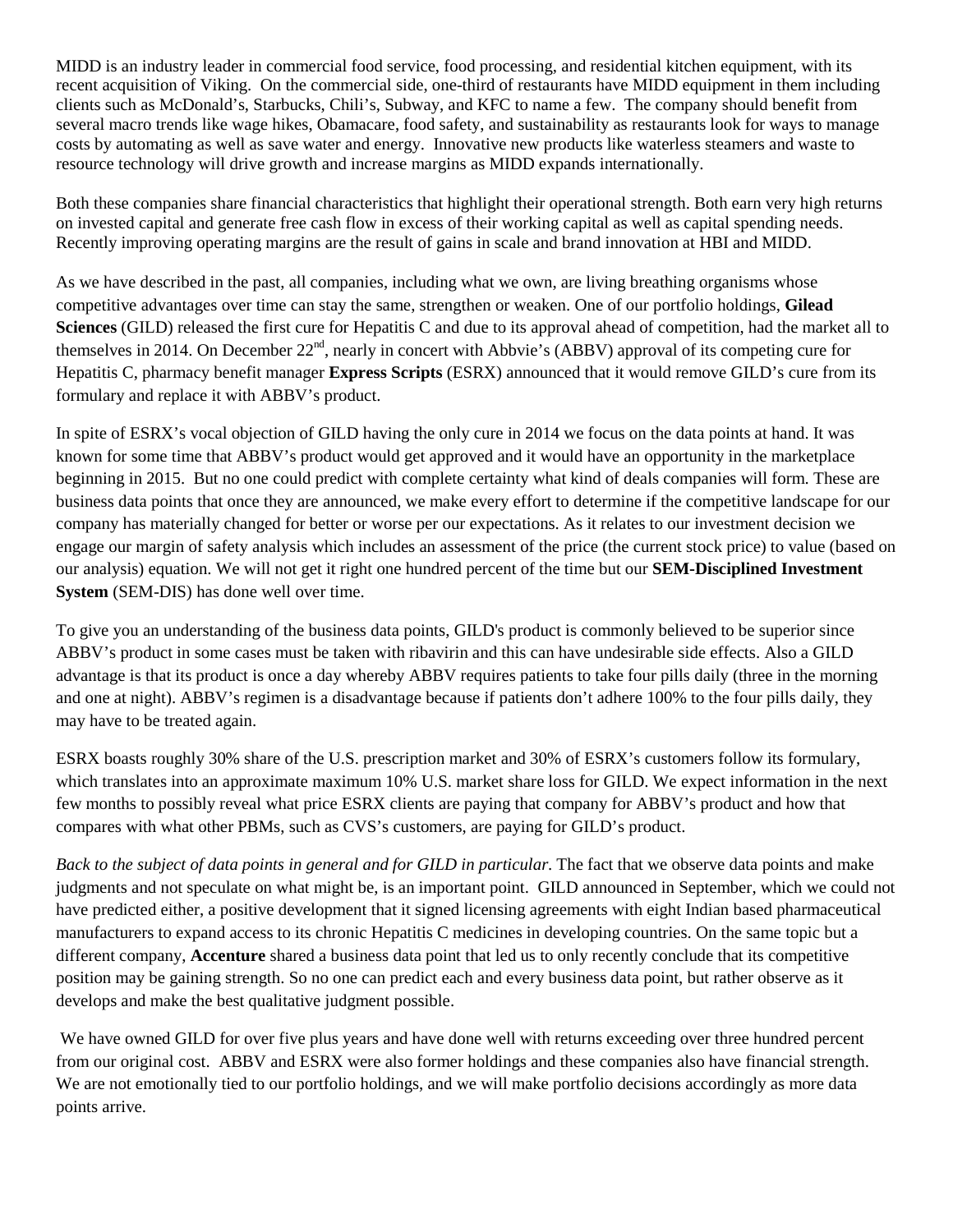MIDD is an industry leader in commercial food service, food processing, and residential kitchen equipment, with its recent acquisition of Viking. On the commercial side, one-third of restaurants have MIDD equipment in them including clients such as McDonald's, Starbucks, Chili's, Subway, and KFC to name a few. The company should benefit from several macro trends like wage hikes, Obamacare, food safety, and sustainability as restaurants look for ways to manage costs by automating as well as save water and energy. Innovative new products like waterless steamers and waste to resource technology will drive growth and increase margins as MIDD expands internationally.

Both these companies share financial characteristics that highlight their operational strength. Both earn very high returns on invested capital and generate free cash flow in excess of their working capital as well as capital spending needs. Recently improving operating margins are the result of gains in scale and brand innovation at HBI and MIDD.

As we have described in the past, all companies, including what we own, are living breathing organisms whose competitive advantages over time can stay the same, strengthen or weaken. One of our portfolio holdings, **Gilead Sciences** (GILD) released the first cure for Hepatitis C and due to its approval ahead of competition, had the market all to themselves in 2014. On December 22nd, nearly in concert with Abbvie's (ABBV) approval of its competing cure for Hepatitis C, pharmacy benefit manager **Express Scripts** (ESRX) announced that it would remove GILD's cure from its formulary and replace it with ABBV's product.

In spite of ESRX's vocal objection of GILD having the only cure in 2014 we focus on the data points at hand. It was known for some time that ABBV's product would get approved and it would have an opportunity in the marketplace beginning in 2015. But no one could predict with complete certainty what kind of deals companies will form. These are business data points that once they are announced, we make every effort to determine if the competitive landscape for our company has materially changed for better or worse per our expectations. As it relates to our investment decision we engage our margin of safety analysis which includes an assessment of the price (the current stock price) to value (based on our analysis) equation. We will not get it right one hundred percent of the time but our **SEM-Disciplined Investment System** (SEM-DIS) has done well over time.

To give you an understanding of the business data points, GILD's product is commonly believed to be superior since ABBV's product in some cases must be taken with ribavirin and this can have undesirable side effects. Also a GILD advantage is that its product is once a day whereby ABBV requires patients to take four pills daily (three in the morning and one at night). ABBV's regimen is a disadvantage because if patients don't adhere 100% to the four pills daily, they may have to be treated again.

ESRX boasts roughly 30% share of the U.S. prescription market and 30% of ESRX's customers follow its formulary, which translates into an approximate maximum 10% U.S. market share loss for GILD. We expect information in the next few months to possibly reveal what price ESRX clients are paying that company for ABBV's product and how that compares with what other PBMs, such as CVS's customers, are paying for GILD's product.

*Back to the subject of data points in general and for GILD in particular*. The fact that we observe data points and make judgments and not speculate on what might be, is an important point. GILD announced in September, which we could not have predicted either, a positive development that it signed licensing agreements with eight Indian based pharmaceutical manufacturers to expand access to its chronic Hepatitis C medicines in developing countries. On the same topic but a different company, **Accenture** shared a business data point that led us to only recently conclude that its competitive position may be gaining strength. So no one can predict each and every business data point, but rather observe as it develops and make the best qualitative judgment possible.

We have owned GILD for over five plus years and have done well with returns exceeding over three hundred percent from our original cost. ABBV and ESRX were also former holdings and these companies also have financial strength. We are not emotionally tied to our portfolio holdings, and we will make portfolio decisions accordingly as more data points arrive.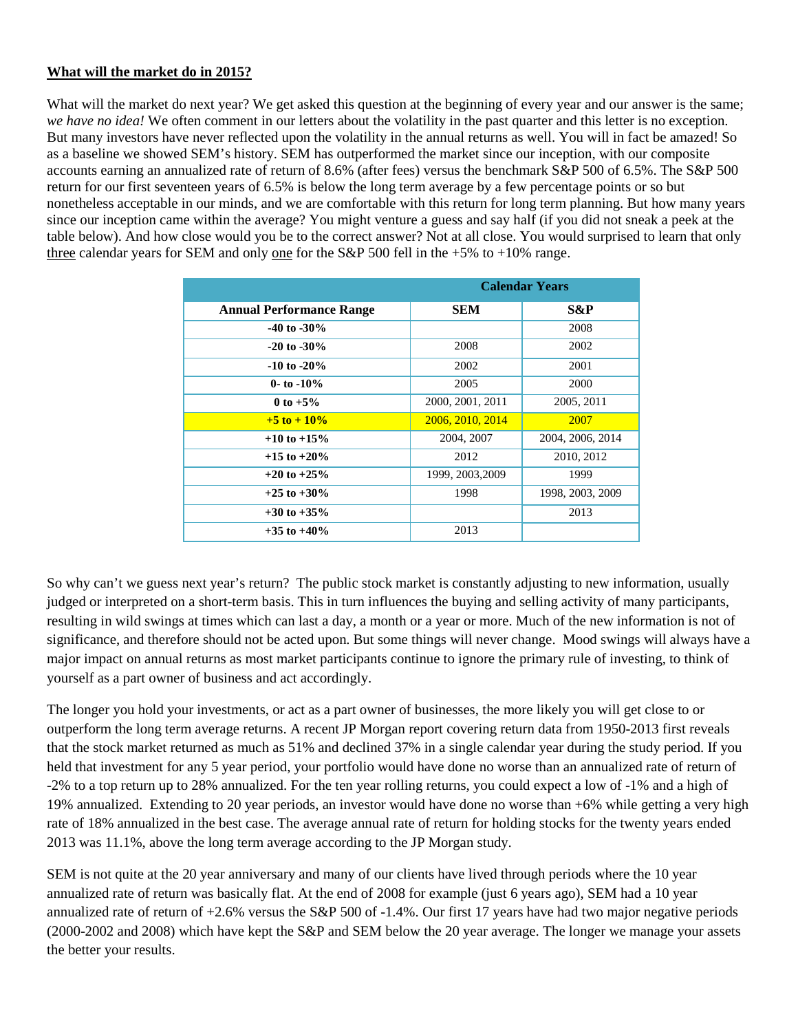**<u>What will the market do in 2015?</u>**

What will the market do next year? We get asked this question at the beginning of every year and our answer is the same; *we have no idea!* We often comment in our letters about the volatility in the past quarter and this letter is no exception. But many investors have never reflected upon the volatility in the annual returns as well. You will in fact be amazed! So as a baseline we showed SEM's history. SEM has outperformed the market since our inception, with our composite accounts earning an annualized rate of return of 8.6% (after fees) versus the benchmark S&P 500 of 6.5%. The S&P 500 return for our first seventeen years of 6.5% is below the long term average by a few percentage points or so but nonetheless acceptable in our minds, and we are comfortable with this return for long term planning. But how many years since our inception came within the average? You might venture a guess and say half (if you did not sneak a peek at the table below). And how close would you be to the correct answer? Not at all close. You would surprised to learn that only <u>three</u> calendar years for SEM and only <u>one</u> for the S&P 500 fell in the +5% to +10% range.

| | **Calendar Years** | |
|---|---|---|
| **Annual Performance Range** | **SEM** | **S&P** |
| **-40 to -30%** | | 2008 |
| **-20 to -30%** | 2008 | 2002 |
| **-10 to -20%** | 2002 | 2001 |
| **0- to -10%** | 2005 | 2000 |
| **0 to +5%** | 2000, 2001, 2011 | 2005, 2011 |
| **+5 to + 10%** | 2006, 2010, 2014 | 2007 |
| **+10 to +15%** | 2004, 2007 | 2004, 2006, 2014 |
| **+15 to +20%** | 2012 | 2010, 2012 |
| **+20 to +25%** | 1999, 2003,2009 | 1999 |
| **+25 to +30%** | 1998 | 1998, 2003, 2009 |
| **+30 to +35%** | | 2013 |
| **+35 to +40%** | 2013 | |

So why can't we guess next year's return? The public stock market is constantly adjusting to new information, usually judged or interpreted on a short-term basis. This in turn influences the buying and selling activity of many participants, resulting in wild swings at times which can last a day, a month or a year or more. Much of the new information is not of significance, and therefore should not be acted upon. But some things will never change. Mood swings will always have a major impact on annual returns as most market participants continue to ignore the primary rule of investing, to think of yourself as a part owner of business and act accordingly.

The longer you hold your investments, or act as a part owner of businesses, the more likely you will get close to or outperform the long term average returns. A recent JP Morgan report covering return data from 1950-2013 first reveals that the stock market returned as much as 51% and declined 37% in a single calendar year during the study period. If you held that investment for any 5 year period, your portfolio would have done no worse than an annualized rate of return of -2% to a top return up to 28% annualized. For the ten year rolling returns, you could expect a low of -1% and a high of 19% annualized. Extending to 20 year periods, an investor would have done no worse than +6% while getting a very high rate of 18% annualized in the best case. The average annual rate of return for holding stocks for the twenty years ended 2013 was 11.1%, above the long term average according to the JP Morgan study.

SEM is not quite at the 20 year anniversary and many of our clients have lived through periods where the 10 year annualized rate of return was basically flat. At the end of 2008 for example (just 6 years ago), SEM had a 10 year annualized rate of return of +2.6% versus the S&P 500 of -1.4%. Our first 17 years have had two major negative periods (2000-2002 and 2008) which have kept the S&P and SEM below the 20 year average. The longer we manage your assets the better your results.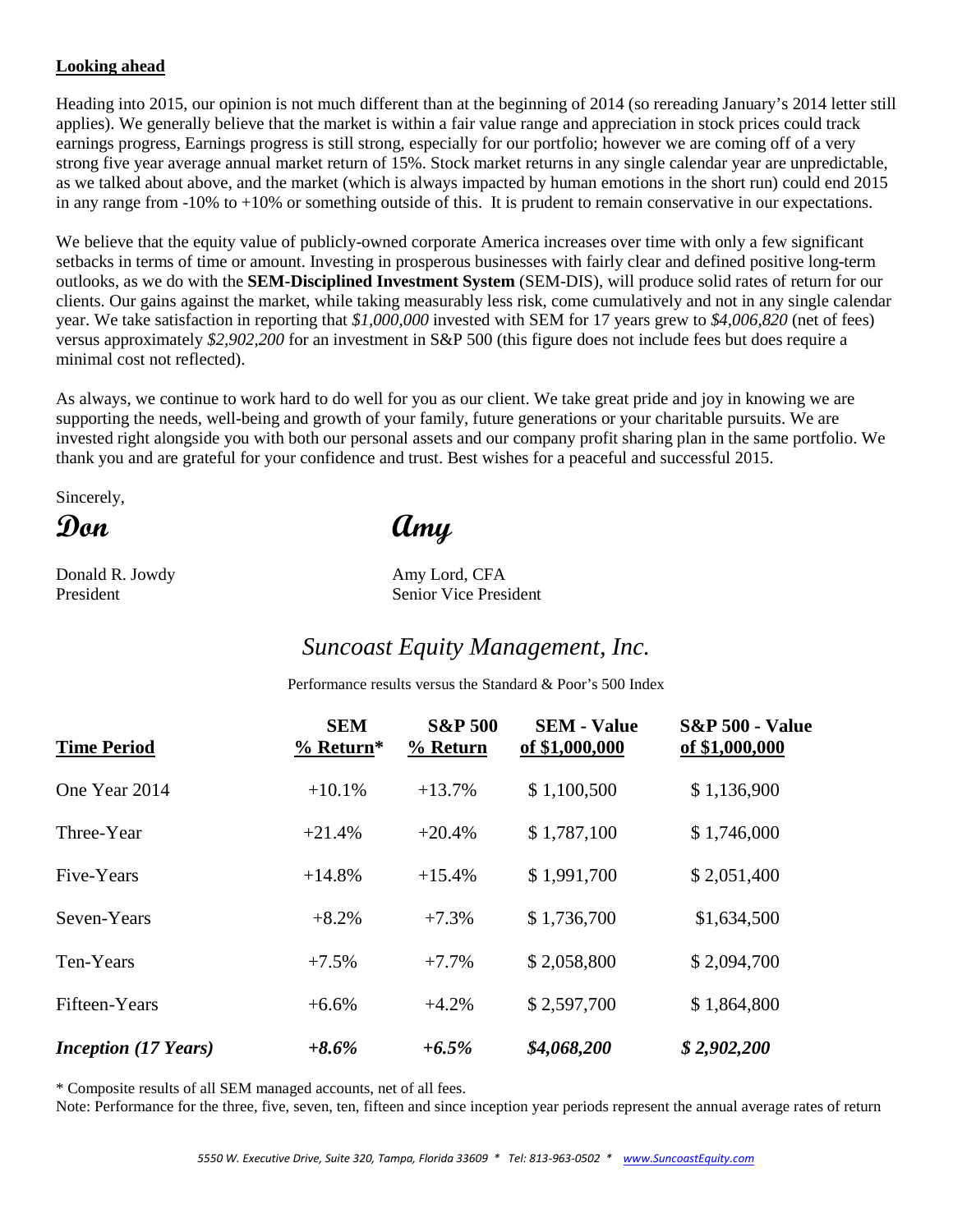**Looking ahead**

Heading into 2015, our opinion is not much different than at the beginning of 2014 (so rereading January's 2014 letter still applies). We generally believe that the market is within a fair value range and appreciation in stock prices could track earnings progress, Earnings progress is still strong, especially for our portfolio; however we are coming off of a very strong five year average annual market return of 15%. Stock market returns in any single calendar year are unpredictable, as we talked about above, and the market (which is always impacted by human emotions in the short run) could end 2015 in any range from -10% to +10% or something outside of this. It is prudent to remain conservative in our expectations.

We believe that the equity value of publicly-owned corporate America increases over time with only a few significant setbacks in terms of time or amount. Investing in prosperous businesses with fairly clear and defined positive long-term outlooks, as we do with the **SEM-Disciplined Investment System** (SEM-DIS), will produce solid rates of return for our clients. Our gains against the market, while taking measurably less risk, come cumulatively and not in any single calendar year. We take satisfaction in reporting that *$1,000,000* invested with SEM for 17 years grew to *$4,006,820* (net of fees) versus approximately *$2,902,200* for an investment in S&P 500 (this figure does not include fees but does require a minimal cost not reflected).

As always, we continue to work hard to do well for you as our client. We take great pride and joy in knowing we are supporting the needs, well-being and growth of your family, future generations or your charitable pursuits. We are invested right alongside you with both our personal assets and our company profit sharing plan in the same portfolio. We thank you and are grateful for your confidence and trust. Best wishes for a peaceful and successful 2015.

Sincerely,

**Don** **Amy**

Donald R. Jowdy
President

Amy Lord, CFA
Senior Vice President

## *Suncoast Equity Management, Inc.*

Performance results versus the Standard & Poor's 500 Index

| Time Period | SEM % Return* | S&P 500 % Return | SEM - Value of $1,000,000 | S&P 500 - Value of $1,000,000 |
|---|---|---|---|---|
| One Year 2014 | +10.1% | +13.7% | $ 1,100,500 | $ 1,136,900 |
| Three-Year | +21.4% | +20.4% | $ 1,787,100 | $ 1,746,000 |
| Five-Years | +14.8% | +15.4% | $ 1,991,700 | $ 2,051,400 |
| Seven-Years | +8.2% | +7.3% | $ 1,736,700 | $1,634,500 |
| Ten-Years | +7.5% | +7.7% | $ 2,058,800 | $ 2,094,700 |
| Fifteen-Years | +6.6% | +4.2% | $ 2,597,700 | $ 1,864,800 |
| ***Inception (17 Years)*** | ***+8.6%*** | ***+6.5%*** | ***$4,068,200*** | ***$ 2,902,200*** |

\* Composite results of all SEM managed accounts, net of all fees.

Note: Performance for the three, five, seven, ten, fifteen and since inception year periods represent the annual average rates of return

*5550 W. Executive Drive, Suite 320, Tampa, Florida 33609 * Tel: 813-963-0502 * www.SuncoastEquity.com*